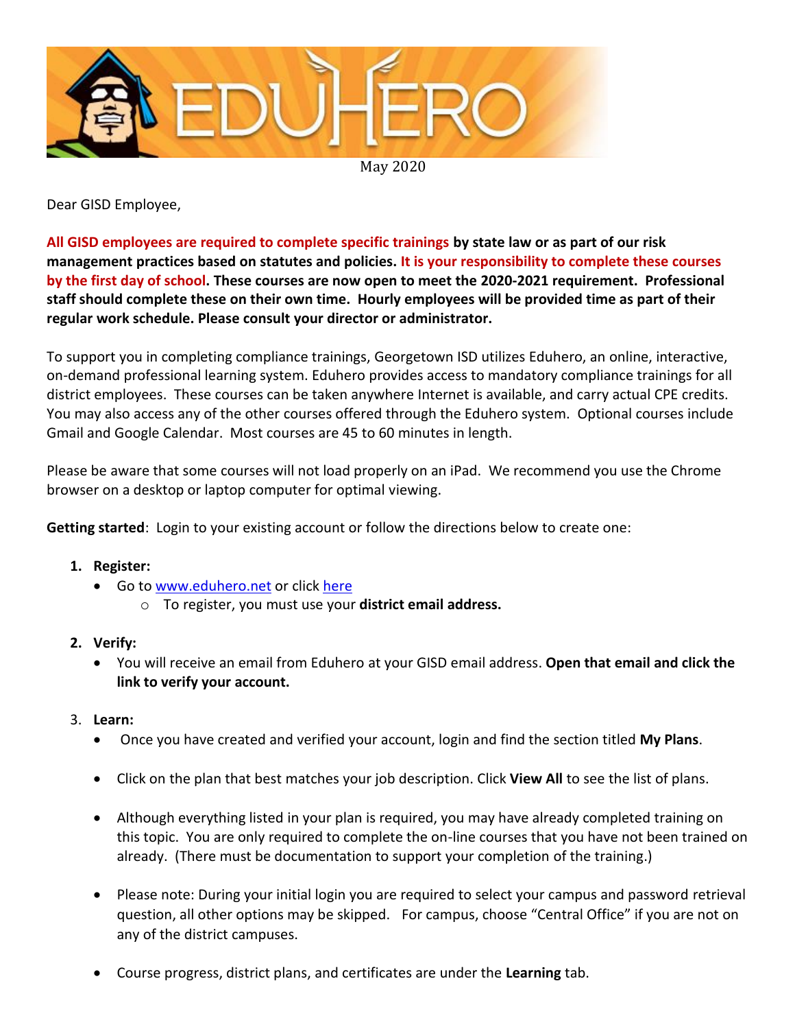May 2020

Dear GISD Employee,

**All GISD employees are required to complete specific trainings by state law or as part of our risk management practices based on statutes and policies. It is your responsibility to complete these courses by the first day of school. These courses are now open to meet the 2020-2021 requirement. Professional staff should complete these on their own time. Hourly employees will be provided time as part of their regular work schedule. Please consult your director or administrator.**

To support you in completing compliance trainings, Georgetown ISD utilizes Eduhero, an online, interactive, on-demand professional learning system. Eduhero provides access to mandatory compliance trainings for all district employees. These courses can be taken anywhere Internet is available, and carry actual CPE credits. You may also access any of the other courses offered through the Eduhero system. Optional courses include Gmail and Google Calendar. Most courses are 45 to 60 minutes in length.

Please be aware that some courses will not load properly on an iPad. We recommend you use the Chrome browser on a desktop or laptop computer for optimal viewing.

**Getting started**: Login to your existing account or follow the directions below to create one:

1. **Register:**
   - Go to www.eduhero.net or click here
     - To register, you must use your **district email address.**

2. **Verify:**
   - You will receive an email from Eduhero at your GISD email address. **Open that email and click the link to verify your account.**

3. **Learn:**
   - Once you have created and verified your account, login and find the section titled **My Plans**.
   - Click on the plan that best matches your job description. Click **View All** to see the list of plans.
   - Although everything listed in your plan is required, you may have already completed training on this topic. You are only required to complete the on-line courses that you have not been trained on already. (There must be documentation to support your completion of the training.)
   - Please note: During your initial login you are required to select your campus and password retrieval question, all other options may be skipped. For campus, choose "Central Office" if you are not on any of the district campuses.
   - Course progress, district plans, and certificates are under the **Learning** tab.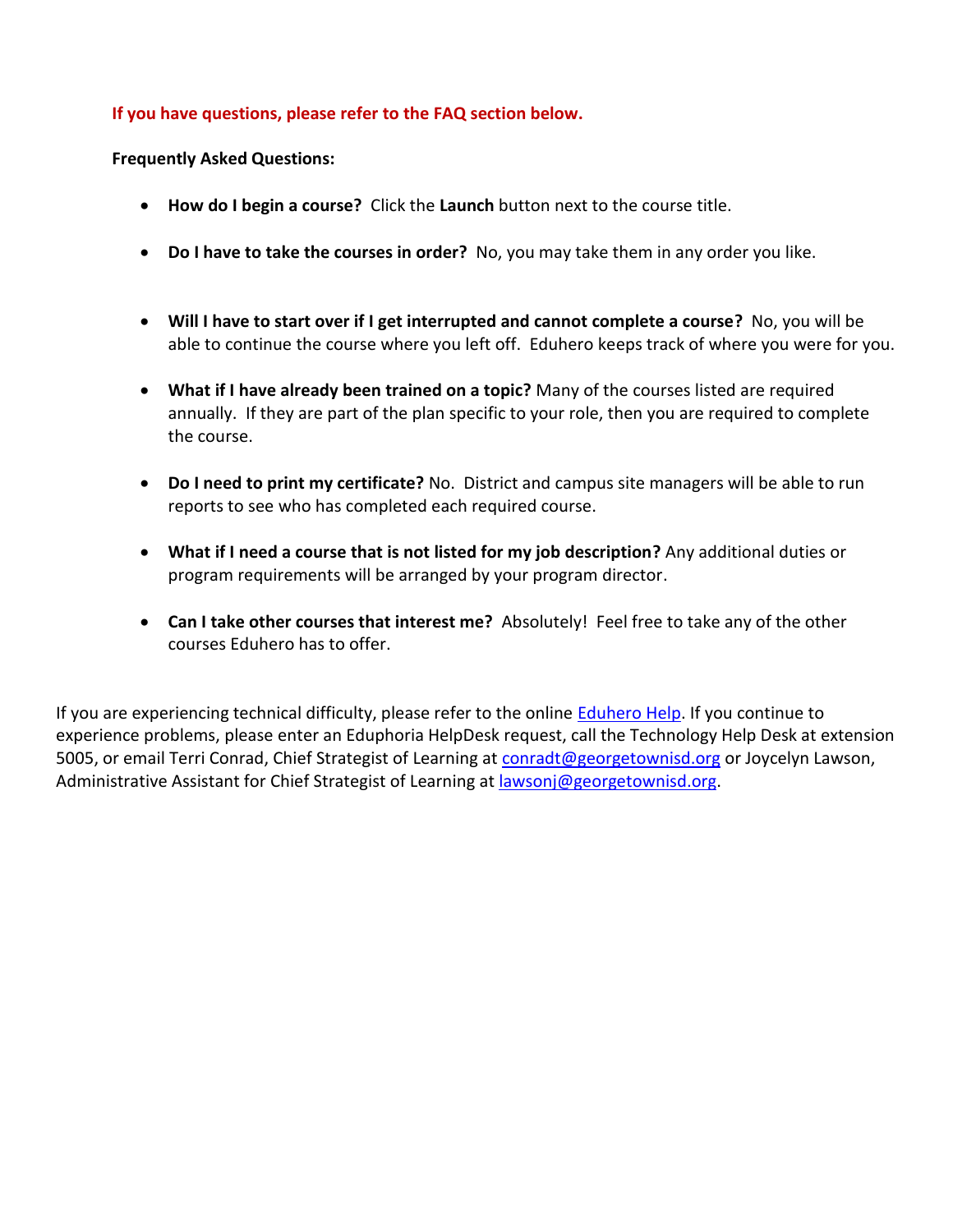**If you have questions, please refer to the FAQ section below.**

**Frequently Asked Questions:**

- **How do I begin a course?** Click the **Launch** button next to the course title.
- **Do I have to take the courses in order?** No, you may take them in any order you like.
- **Will I have to start over if I get interrupted and cannot complete a course?** No, you will be able to continue the course where you left off. Eduhero keeps track of where you were for you.
- **What if I have already been trained on a topic?** Many of the courses listed are required annually. If they are part of the plan specific to your role, then you are required to complete the course.
- **Do I need to print my certificate?** No. District and campus site managers will be able to run reports to see who has completed each required course.
- **What if I need a course that is not listed for my job description?** Any additional duties or program requirements will be arranged by your program director.
- **Can I take other courses that interest me?** Absolutely! Feel free to take any of the other courses Eduhero has to offer.

If you are experiencing technical difficulty, please refer to the online Eduhero Help. If you continue to experience problems, please enter an Eduphoria HelpDesk request, call the Technology Help Desk at extension 5005, or email Terri Conrad, Chief Strategist of Learning at conradt@georgetownisd.org or Joycelyn Lawson, Administrative Assistant for Chief Strategist of Learning at lawsonj@georgetownisd.org.